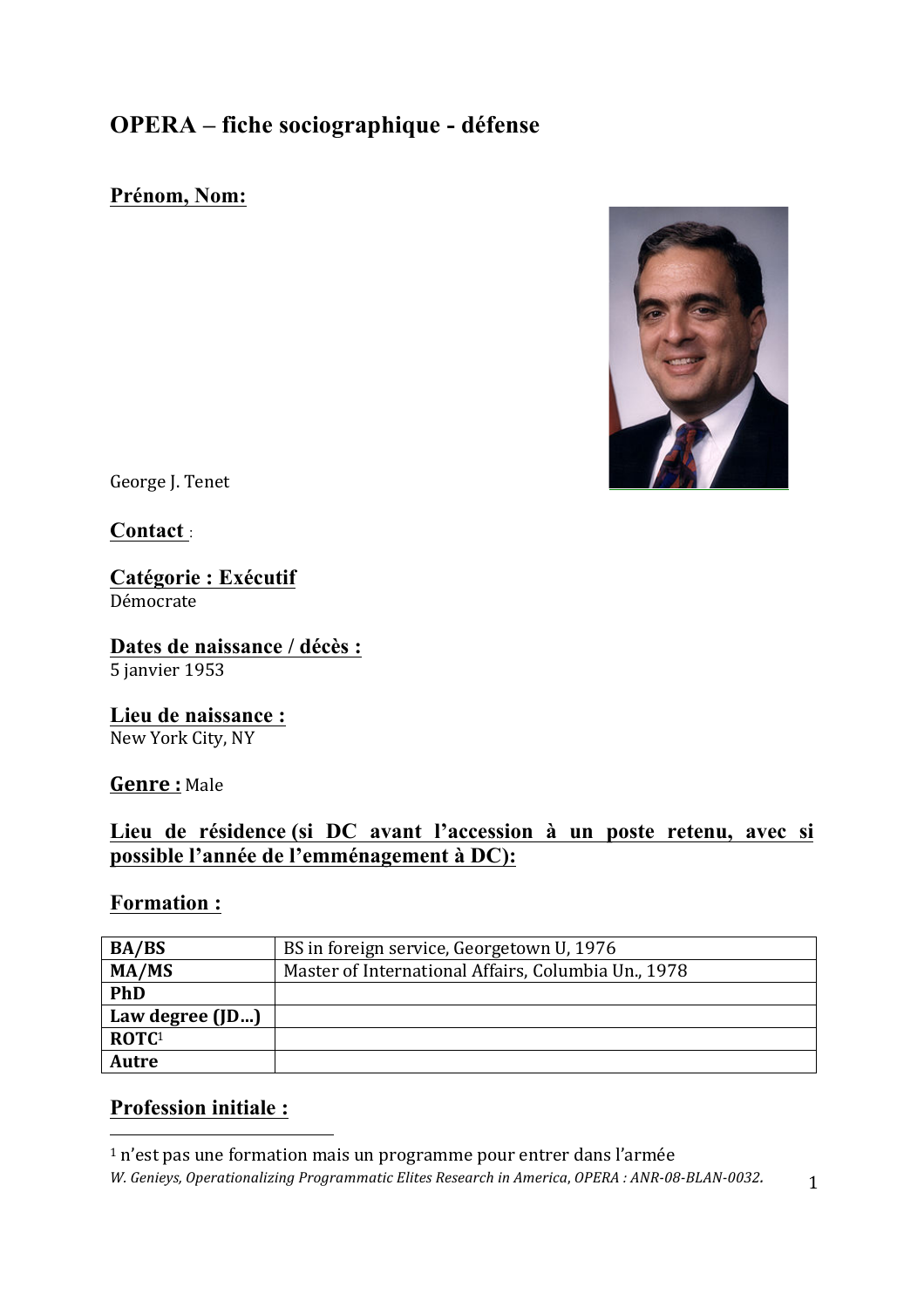# OPERA – fiche sociographique - défense

## Prénom, Nom:

George J. Tenet

## Contact :

## Catégorie : Exécutif

Démocrate

## Dates de naissance / décès :

5 janvier 1953

## Lieu de naissance :

New York City, NY

## Genre : Male

## Lieu de résidence (si DC avant l'accession à un poste retenu, avec si possible l'année de l'emménagement à DC):

## Formation :

| | |
|---|---|
| **BA/BS** | BS in foreign service, Georgetown U, 1976 |
| **MA/MS** | Master of International Affairs, Columbia Un., 1978 |
| **PhD** | |
| **Law degree (JD…)** | |
| **ROTC**[1] | |
| **Autre** | |

## Profession initiale :

[1] n'est pas une formation mais un programme pour entrer dans l'armée

*W. Genieys, Operationalizing Programmatic Elites Research in America, OPERA : ANR-08-BLAN-0032.*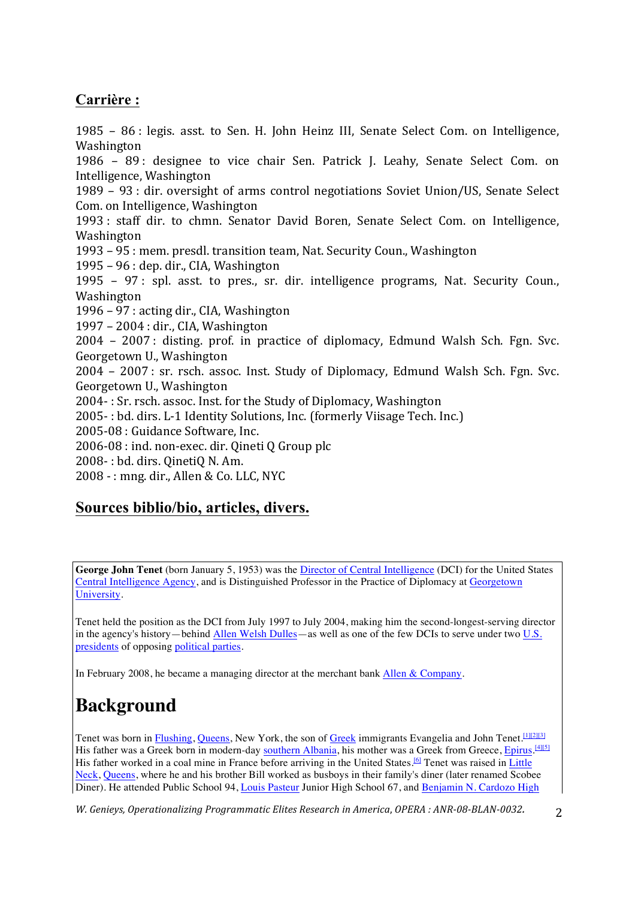## Carrière :

1985 – 86 : legis. asst. to Sen. H. John Heinz III, Senate Select Com. on Intelligence, Washington
1986 – 89 : designee to vice chair Sen. Patrick J. Leahy, Senate Select Com. on Intelligence, Washington
1989 – 93 : dir. oversight of arms control negotiations Soviet Union/US, Senate Select Com. on Intelligence, Washington
1993 : staff dir. to chmn. Senator David Boren, Senate Select Com. on Intelligence, Washington
1993 – 95 : mem. presdl. transition team, Nat. Security Coun., Washington
1995 – 96 : dep. dir., CIA, Washington
1995 – 97 : spl. asst. to pres., sr. dir. intelligence programs, Nat. Security Coun., Washington
1996 – 97 : acting dir., CIA, Washington
1997 – 2004 : dir., CIA, Washington
2004 – 2007 : disting. prof. in practice of diplomacy, Edmund Walsh Sch. Fgn. Svc. Georgetown U., Washington
2004 – 2007 : sr. rsch. assoc. Inst. Study of Diplomacy, Edmund Walsh Sch. Fgn. Svc. Georgetown U., Washington
2004- : Sr. rsch. assoc. Inst. for the Study of Diplomacy, Washington
2005- : bd. dirs. L-1 Identity Solutions, Inc. (formerly Viisage Tech. Inc.)
2005-08 : Guidance Software, Inc.
2006-08 : ind. non-exec. dir. Qineti Q Group plc
2008- : bd. dirs. QinetiQ N. Am.
2008 - : mng. dir., Allen & Co. LLC, NYC

## Sources biblio/bio, articles, divers.

**George John Tenet** (born January 5, 1953) was the Director of Central Intelligence (DCI) for the United States Central Intelligence Agency, and is Distinguished Professor in the Practice of Diplomacy at Georgetown University.

Tenet held the position as the DCI from July 1997 to July 2004, making him the second-longest-serving director in the agency's history—behind Allen Welsh Dulles—as well as one of the few DCIs to serve under two U.S. presidents of opposing political parties.

In February 2008, he became a managing director at the merchant bank Allen & Company.

# Background

Tenet was born in Flushing, Queens, New York, the son of Greek immigrants Evangelia and John Tenet.[1][2][3] His father was a Greek born in modern-day southern Albania, his mother was a Greek from Greece, Epirus.[4][5] His father worked in a coal mine in France before arriving in the United States.[6] Tenet was raised in Little Neck, Queens, where he and his brother Bill worked as busboys in their family's diner (later renamed Scobee Diner). He attended Public School 94, Louis Pasteur Junior High School 67, and Benjamin N. Cardozo High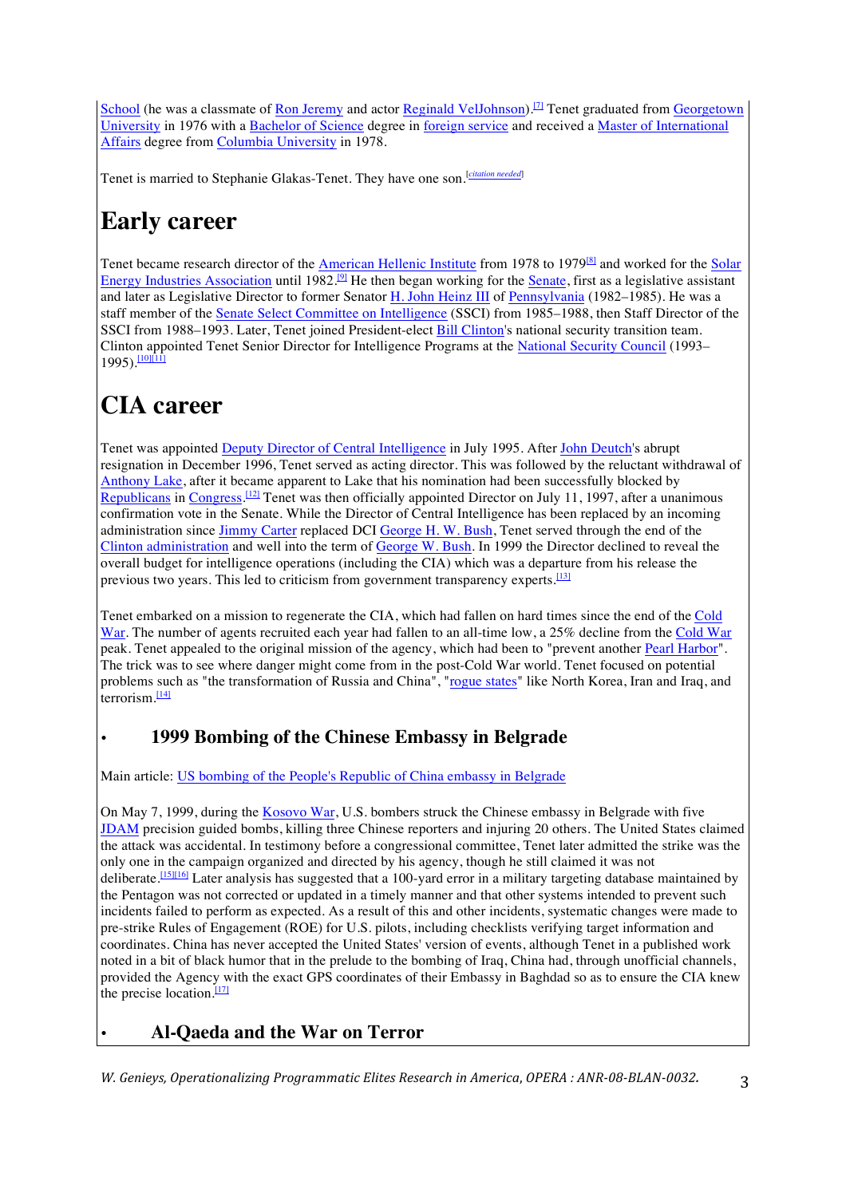School (he was a classmate of Ron Jeremy and actor Reginald VelJohnson).[7] Tenet graduated from Georgetown University in 1976 with a Bachelor of Science degree in foreign service and received a Master of International Affairs degree from Columbia University in 1978.

Tenet is married to Stephanie Glakas-Tenet. They have one son.[citation needed]

# Early career

Tenet became research director of the American Hellenic Institute from 1978 to 1979[8] and worked for the Solar Energy Industries Association until 1982.[9] He then began working for the Senate, first as a legislative assistant and later as Legislative Director to former Senator H. John Heinz III of Pennsylvania (1982–1985). He was a staff member of the Senate Select Committee on Intelligence (SSCI) from 1985–1988, then Staff Director of the SSCI from 1988–1993. Later, Tenet joined President-elect Bill Clinton's national security transition team. Clinton appointed Tenet Senior Director for Intelligence Programs at the National Security Council (1993–1995).[10][11]

# CIA career

Tenet was appointed Deputy Director of Central Intelligence in July 1995. After John Deutch's abrupt resignation in December 1996, Tenet served as acting director. This was followed by the reluctant withdrawal of Anthony Lake, after it became apparent to Lake that his nomination had been successfully blocked by Republicans in Congress.[12] Tenet was then officially appointed Director on July 11, 1997, after a unanimous confirmation vote in the Senate. While the Director of Central Intelligence has been replaced by an incoming administration since Jimmy Carter replaced DCI George H. W. Bush, Tenet served through the end of the Clinton administration and well into the term of George W. Bush. In 1999 the Director declined to reveal the overall budget for intelligence operations (including the CIA) which was a departure from his release the previous two years. This led to criticism from government transparency experts.[13]

Tenet embarked on a mission to regenerate the CIA, which had fallen on hard times since the end of the Cold War. The number of agents recruited each year had fallen to an all-time low, a 25% decline from the Cold War peak. Tenet appealed to the original mission of the agency, which had been to "prevent another Pearl Harbor". The trick was to see where danger might come from in the post-Cold War world. Tenet focused on potential problems such as "the transformation of Russia and China", "rogue states" like North Korea, Iran and Iraq, and terrorism.[14]

## 1999 Bombing of the Chinese Embassy in Belgrade

Main article: US bombing of the People's Republic of China embassy in Belgrade

On May 7, 1999, during the Kosovo War, U.S. bombers struck the Chinese embassy in Belgrade with five JDAM precision guided bombs, killing three Chinese reporters and injuring 20 others. The United States claimed the attack was accidental. In testimony before a congressional committee, Tenet later admitted the strike was the only one in the campaign organized and directed by his agency, though he still claimed it was not deliberate.[15][16] Later analysis has suggested that a 100-yard error in a military targeting database maintained by the Pentagon was not corrected or updated in a timely manner and that other systems intended to prevent such incidents failed to perform as expected. As a result of this and other incidents, systematic changes were made to pre-strike Rules of Engagement (ROE) for U.S. pilots, including checklists verifying target information and coordinates. China has never accepted the United States' version of events, although Tenet in a published work noted in a bit of black humor that in the prelude to the bombing of Iraq, China had, through unofficial channels, provided the Agency with the exact GPS coordinates of their Embassy in Baghdad so as to ensure the CIA knew the precise location.[17]

## Al-Qaeda and the War on Terror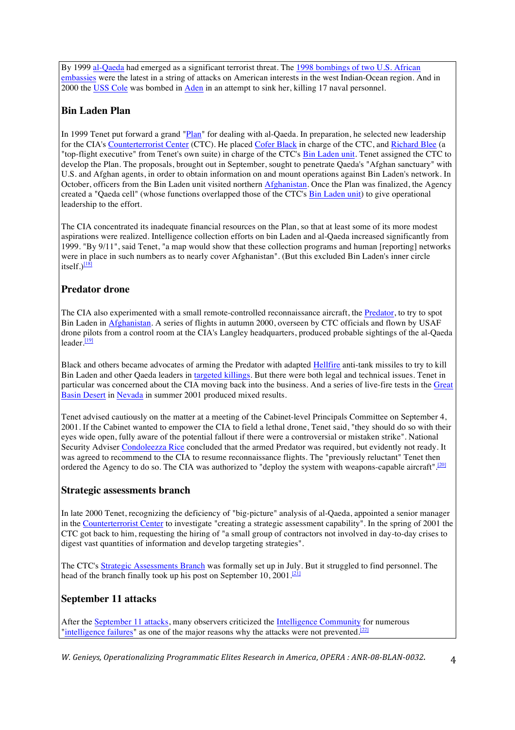By 1999 al-Qaeda had emerged as a significant terrorist threat. The 1998 bombings of two U.S. African embassies were the latest in a string of attacks on American interests in the west Indian-Ocean region. And in 2000 the USS Cole was bombed in Aden in an attempt to sink her, killing 17 naval personnel.

## Bin Laden Plan

In 1999 Tenet put forward a grand "Plan" for dealing with al-Qaeda. In preparation, he selected new leadership for the CIA's Counterterrorist Center (CTC). He placed Cofer Black in charge of the CTC, and Richard Blee (a "top-flight executive" from Tenet's own suite) in charge of the CTC's Bin Laden unit. Tenet assigned the CTC to develop the Plan. The proposals, brought out in September, sought to penetrate Qaeda's "Afghan sanctuary" with U.S. and Afghan agents, in order to obtain information on and mount operations against Bin Laden's network. In October, officers from the Bin Laden unit visited northern Afghanistan. Once the Plan was finalized, the Agency created a "Qaeda cell" (whose functions overlapped those of the CTC's Bin Laden unit) to give operational leadership to the effort.

The CIA concentrated its inadequate financial resources on the Plan, so that at least some of its more modest aspirations were realized. Intelligence collection efforts on bin Laden and al-Qaeda increased significantly from 1999. "By 9/11", said Tenet, "a map would show that these collection programs and human [reporting] networks were in place in such numbers as to nearly cover Afghanistan". (But this excluded Bin Laden's inner circle itself.)[18]

## Predator drone

The CIA also experimented with a small remote-controlled reconnaissance aircraft, the Predator, to try to spot Bin Laden in Afghanistan. A series of flights in autumn 2000, overseen by CTC officials and flown by USAF drone pilots from a control room at the CIA's Langley headquarters, produced probable sightings of the al-Qaeda leader.[19]

Black and others became advocates of arming the Predator with adapted Hellfire anti-tank missiles to try to kill Bin Laden and other Qaeda leaders in targeted killings. But there were both legal and technical issues. Tenet in particular was concerned about the CIA moving back into the business. And a series of live-fire tests in the Great Basin Desert in Nevada in summer 2001 produced mixed results.

Tenet advised cautiously on the matter at a meeting of the Cabinet-level Principals Committee on September 4, 2001. If the Cabinet wanted to empower the CIA to field a lethal drone, Tenet said, "they should do so with their eyes wide open, fully aware of the potential fallout if there were a controversial or mistaken strike". National Security Adviser Condoleezza Rice concluded that the armed Predator was required, but evidently not ready. It was agreed to recommend to the CIA to resume reconnaissance flights. The "previously reluctant" Tenet then ordered the Agency to do so. The CIA was authorized to "deploy the system with weapons-capable aircraft".[20]

## Strategic assessments branch

In late 2000 Tenet, recognizing the deficiency of "big-picture" analysis of al-Qaeda, appointed a senior manager in the Counterterrorist Center to investigate "creating a strategic assessment capability". In the spring of 2001 the CTC got back to him, requesting the hiring of "a small group of contractors not involved in day-to-day crises to digest vast quantities of information and develop targeting strategies".

The CTC's Strategic Assessments Branch was formally set up in July. But it struggled to find personnel. The head of the branch finally took up his post on September 10, 2001.[21]

## September 11 attacks

After the September 11 attacks, many observers criticized the Intelligence Community for numerous "intelligence failures" as one of the major reasons why the attacks were not prevented.[22]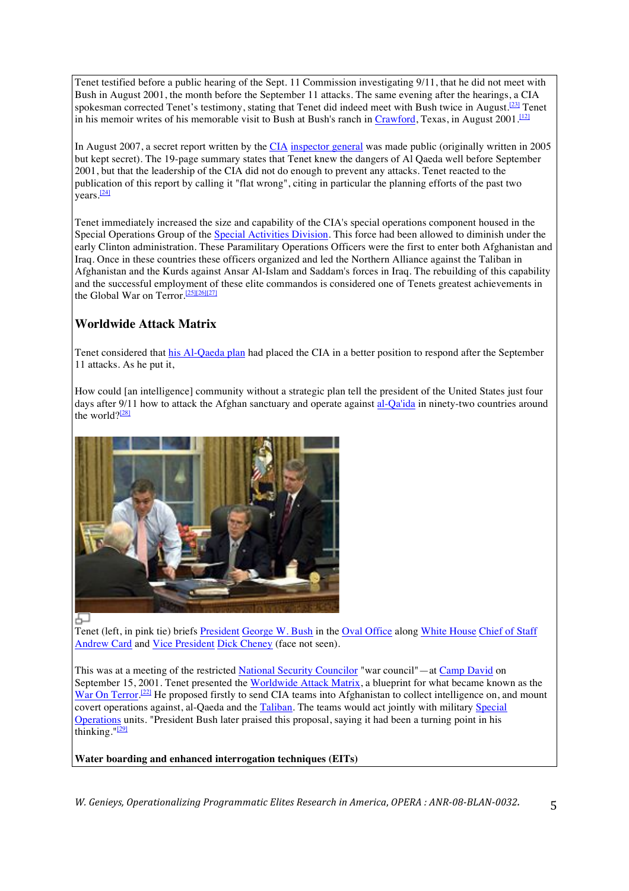Tenet testified before a public hearing of the Sept. 11 Commission investigating 9/11, that he did not meet with Bush in August 2001, the month before the September 11 attacks. The same evening after the hearings, a CIA spokesman corrected Tenet's testimony, stating that Tenet did indeed meet with Bush twice in August.[23] Tenet in his memoir writes of his memorable visit to Bush at Bush's ranch in Crawford, Texas, in August 2001.[12]

In August 2007, a secret report written by the CIA inspector general was made public (originally written in 2005 but kept secret). The 19-page summary states that Tenet knew the dangers of Al Qaeda well before September 2001, but that the leadership of the CIA did not do enough to prevent any attacks. Tenet reacted to the publication of this report by calling it "flat wrong", citing in particular the planning efforts of the past two years.[24]

Tenet immediately increased the size and capability of the CIA's special operations component housed in the Special Operations Group of the Special Activities Division. This force had been allowed to diminish under the early Clinton administration. These Paramilitary Operations Officers were the first to enter both Afghanistan and Iraq. Once in these countries these officers organized and led the Northern Alliance against the Taliban in Afghanistan and the Kurds against Ansar Al-Islam and Saddam's forces in Iraq. The rebuilding of this capability and the successful employment of these elite commandos is considered one of Tenets greatest achievements in the Global War on Terror.[25][26][27]

## Worldwide Attack Matrix

Tenet considered that his Al-Qaeda plan had placed the CIA in a better position to respond after the September 11 attacks. As he put it,

How could [an intelligence] community without a strategic plan tell the president of the United States just four days after 9/11 how to attack the Afghan sanctuary and operate against al-Qa'ida in ninety-two countries around the world?[28]

Tenet (left, in pink tie) briefs President George W. Bush in the Oval Office along White House Chief of Staff Andrew Card and Vice President Dick Cheney (face not seen).

This was at a meeting of the restricted National Security Councilor "war council"—at Camp David on September 15, 2001. Tenet presented the Worldwide Attack Matrix, a blueprint for what became known as the War On Terror.[22] He proposed firstly to send CIA teams into Afghanistan to collect intelligence on, and mount covert operations against, al-Qaeda and the Taliban. The teams would act jointly with military Special Operations units. "President Bush later praised this proposal, saying it had been a turning point in his thinking."[29]

**Water boarding and enhanced interrogation techniques (EITs)**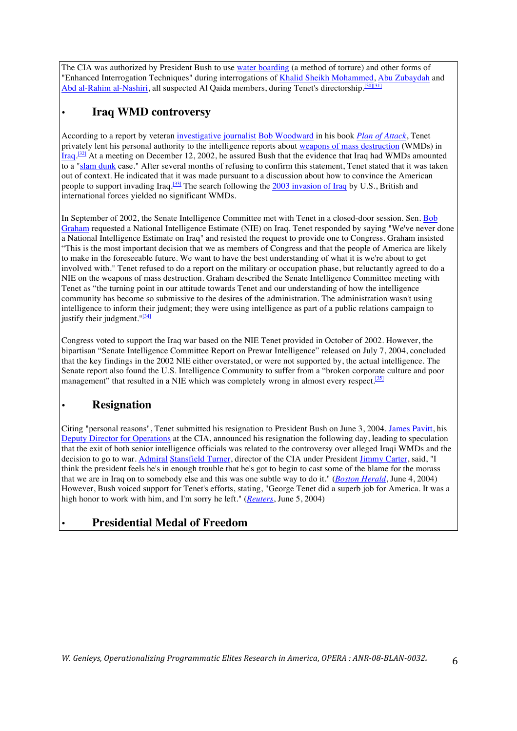The CIA was authorized by President Bush to use water boarding (a method of torture) and other forms of "Enhanced Interrogation Techniques" during interrogations of Khalid Sheikh Mohammed, Abu Zubaydah and Abd al-Rahim al-Nashiri, all suspected Al Qaida members, during Tenet's directorship.[30][31]

## • Iraq WMD controversy

According to a report by veteran investigative journalist Bob Woodward in his book *Plan of Attack*, Tenet privately lent his personal authority to the intelligence reports about weapons of mass destruction (WMDs) in Iraq.[32] At a meeting on December 12, 2002, he assured Bush that the evidence that Iraq had WMDs amounted to a "slam dunk case." After several months of refusing to confirm this statement, Tenet stated that it was taken out of context. He indicated that it was made pursuant to a discussion about how to convince the American people to support invading Iraq.[33] The search following the 2003 invasion of Iraq by U.S., British and international forces yielded no significant WMDs.

In September of 2002, the Senate Intelligence Committee met with Tenet in a closed-door session. Sen. Bob Graham requested a National Intelligence Estimate (NIE) on Iraq. Tenet responded by saying "We've never done a National Intelligence Estimate on Iraq" and resisted the request to provide one to Congress. Graham insisted "This is the most important decision that we as members of Congress and that the people of America are likely to make in the foreseeable future. We want to have the best understanding of what it is we're about to get involved with." Tenet refused to do a report on the military or occupation phase, but reluctantly agreed to do a NIE on the weapons of mass destruction. Graham described the Senate Intelligence Committee meeting with Tenet as "the turning point in our attitude towards Tenet and our understanding of how the intelligence community has become so submissive to the desires of the administration. The administration wasn't using intelligence to inform their judgment; they were using intelligence as part of a public relations campaign to justify their judgment."[34]

Congress voted to support the Iraq war based on the NIE Tenet provided in October of 2002. However, the bipartisan "Senate Intelligence Committee Report on Prewar Intelligence" released on July 7, 2004, concluded that the key findings in the 2002 NIE either overstated, or were not supported by, the actual intelligence. The Senate report also found the U.S. Intelligence Community to suffer from a "broken corporate culture and poor management" that resulted in a NIE which was completely wrong in almost every respect.[35]

## • Resignation

Citing "personal reasons", Tenet submitted his resignation to President Bush on June 3, 2004. James Pavitt, his Deputy Director for Operations at the CIA, announced his resignation the following day, leading to speculation that the exit of both senior intelligence officials was related to the controversy over alleged Iraqi WMDs and the decision to go to war. Admiral Stansfield Turner, director of the CIA under President Jimmy Carter, said, "I think the president feels he's in enough trouble that he's got to begin to cast some of the blame for the morass that we are in Iraq on to somebody else and this was one subtle way to do it." (*Boston Herald*, June 4, 2004) However, Bush voiced support for Tenet's efforts, stating, "George Tenet did a superb job for America. It was a high honor to work with him, and I'm sorry he left." (*Reuters*, June 5, 2004)

## • Presidential Medal of Freedom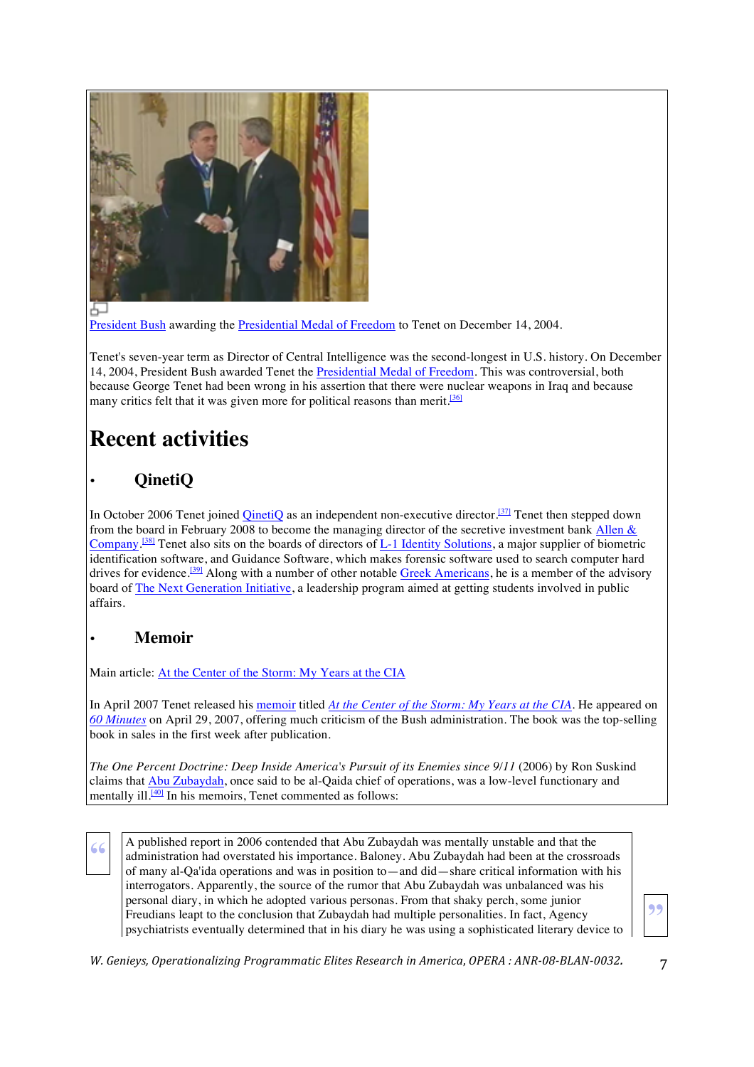President Bush awarding the Presidential Medal of Freedom to Tenet on December 14, 2004.

Tenet's seven-year term as Director of Central Intelligence was the second-longest in U.S. history. On December 14, 2004, President Bush awarded Tenet the Presidential Medal of Freedom. This was controversial, both because George Tenet had been wrong in his assertion that there were nuclear weapons in Iraq and because many critics felt that it was given more for political reasons than merit.[36]

# Recent activities

## QinetiQ

In October 2006 Tenet joined QinetiQ as an independent non-executive director.[37] Tenet then stepped down from the board in February 2008 to become the managing director of the secretive investment bank Allen & Company.[38] Tenet also sits on the boards of directors of L-1 Identity Solutions, a major supplier of biometric identification software, and Guidance Software, which makes forensic software used to search computer hard drives for evidence.[39] Along with a number of other notable Greek Americans, he is a member of the advisory board of The Next Generation Initiative, a leadership program aimed at getting students involved in public affairs.

## Memoir

Main article: At the Center of the Storm: My Years at the CIA

In April 2007 Tenet released his memoir titled *At the Center of the Storm: My Years at the CIA*. He appeared on *60 Minutes* on April 29, 2007, offering much criticism of the Bush administration. The book was the top-selling book in sales in the first week after publication.

*The One Percent Doctrine: Deep Inside America's Pursuit of its Enemies since 9/11* (2006) by Ron Suskind claims that Abu Zubaydah, once said to be al-Qaida chief of operations, was a low-level functionary and mentally ill.[40] In his memoirs, Tenet commented as follows:

> A published report in 2006 contended that Abu Zubaydah was mentally unstable and that the administration had overstated his importance. Baloney. Abu Zubaydah had been at the crossroads of many al-Qa'ida operations and was in position to—and did—share critical information with his interrogators. Apparently, the source of the rumor that Abu Zubaydah was unbalanced was his personal diary, in which he adopted various personas. From that shaky perch, some junior Freudians leapt to the conclusion that Zubaydah had multiple personalities. In fact, Agency psychiatrists eventually determined that in his diary he was using a sophisticated literary device to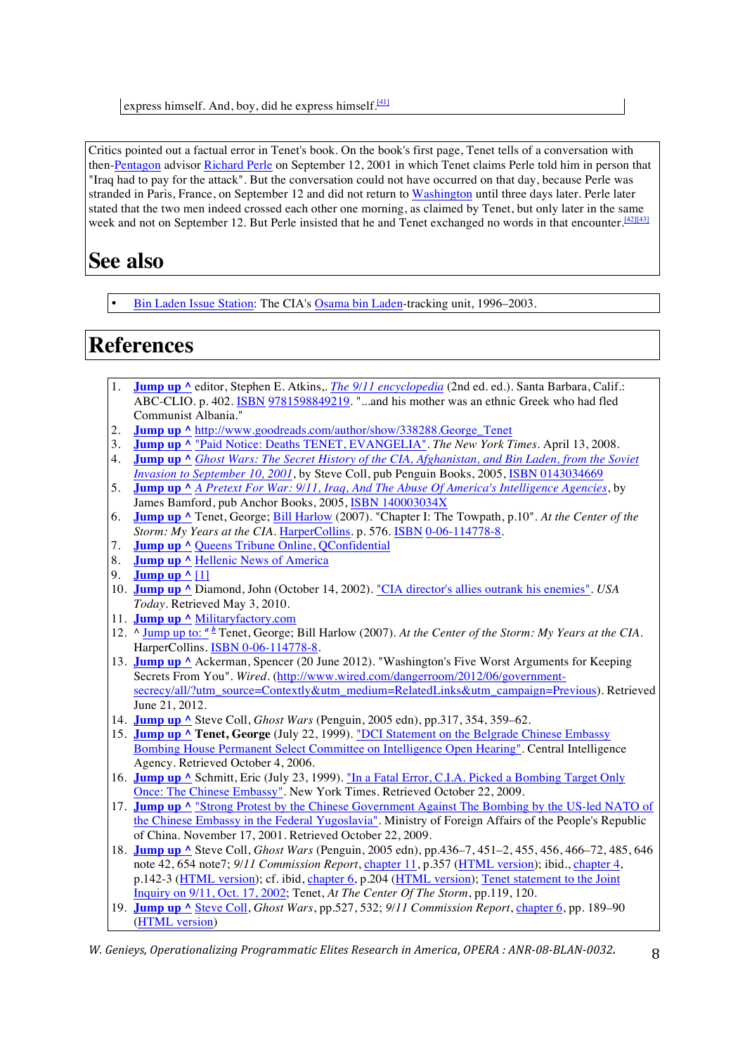express himself. And, boy, did he express himself.[41]

Critics pointed out a factual error in Tenet's book. On the book's first page, Tenet tells of a conversation with then-Pentagon advisor Richard Perle on September 12, 2001 in which Tenet claims Perle told him in person that "Iraq had to pay for the attack". But the conversation could not have occurred on that day, because Perle was stranded in Paris, France, on September 12 and did not return to Washington until three days later. Perle later stated that the two men indeed crossed each other one morning, as claimed by Tenet, but only later in the same week and not on September 12. But Perle insisted that he and Tenet exchanged no words in that encounter.[42][43]

# See also

- Bin Laden Issue Station: The CIA's Osama bin Laden-tracking unit, 1996–2003.

# References

1. **Jump up ^** editor, Stephen E. Atkins,. *The 9/11 encyclopedia* (2nd ed. ed.). Santa Barbara, Calif.: ABC-CLIO. p. 402. ISBN 9781598849219. "...and his mother was an ethnic Greek who had fled Communist Albania."
2. **Jump up ^** http://www.goodreads.com/author/show/338288.George_Tenet
3. **Jump up ^** "Paid Notice: Deaths TENET, EVANGELIA". *The New York Times*. April 13, 2008.
4. **Jump up ^** *Ghost Wars: The Secret History of the CIA, Afghanistan, and Bin Laden, from the Soviet Invasion to September 10, 2001*, by Steve Coll, pub Penguin Books, 2005, ISBN 0143034669
5. **Jump up ^** *A Pretext For War: 9/11, Iraq, And The Abuse Of America's Intelligence Agencies*, by James Bamford, pub Anchor Books, 2005, ISBN 140003034X
6. **Jump up ^** Tenet, George; Bill Harlow (2007). "Chapter I: The Towpath, p.10". *At the Center of the Storm: My Years at the CIA*. HarperCollins. p. 576. ISBN 0-06-114778-8.
7. **Jump up ^** Queens Tribune Online, QConfidential
8. **Jump up ^** Hellenic News of America
9. **Jump up ^** [1]
10. **Jump up ^** Diamond, John (October 14, 2002). "CIA director's allies outrank his enemies". *USA Today*. Retrieved May 3, 2010.
11. **Jump up ^** Militaryfactory.com
12. ^ Jump up to: *a* *b* Tenet, George; Bill Harlow (2007). *At the Center of the Storm: My Years at the CIA*. HarperCollins. ISBN 0-06-114778-8.
13. **Jump up ^** Ackerman, Spencer (20 June 2012). "Washington's Five Worst Arguments for Keeping Secrets From You". *Wired*. (http://www.wired.com/dangerroom/2012/06/government-secrecy/all/?utm_source=Contextly&utm_medium=RelatedLinks&utm_campaign=Previous). Retrieved June 21, 2012.
14. **Jump up ^** Steve Coll, *Ghost Wars* (Penguin, 2005 edn), pp.317, 354, 359–62.
15. **Jump up ^** **Tenet, George** (July 22, 1999). "DCI Statement on the Belgrade Chinese Embassy Bombing House Permanent Select Committee on Intelligence Open Hearing". Central Intelligence Agency. Retrieved October 4, 2006.
16. **Jump up ^** Schmitt, Eric (July 23, 1999). "In a Fatal Error, C.I.A. Picked a Bombing Target Only Once: The Chinese Embassy". New York Times. Retrieved October 22, 2009.
17. **Jump up ^** "Strong Protest by the Chinese Government Against The Bombing by the US-led NATO of the Chinese Embassy in the Federal Yugoslavia". Ministry of Foreign Affairs of the People's Republic of China. November 17, 2001. Retrieved October 22, 2009.
18. **Jump up ^** Steve Coll, *Ghost Wars* (Penguin, 2005 edn), pp.436–7, 451–2, 455, 456, 466–72, 485, 646 note 42, 654 note7; *9/11 Commission Report*, chapter 11, p.357 (HTML version); ibid., chapter 4, p.142-3 (HTML version); cf. ibid, chapter 6, p.204 (HTML version); Tenet statement to the Joint Inquiry on 9/11, Oct. 17, 2002; Tenet, *At The Center Of The Storm*, pp.119, 120.
19. **Jump up ^** Steve Coll, *Ghost Wars*, pp.527, 532; *9/11 Commission Report*, chapter 6, pp. 189–90 (HTML version)

*W. Genieys, Operationalizing Programmatic Elites Research in America, OPERA : ANR-08-BLAN-0032.*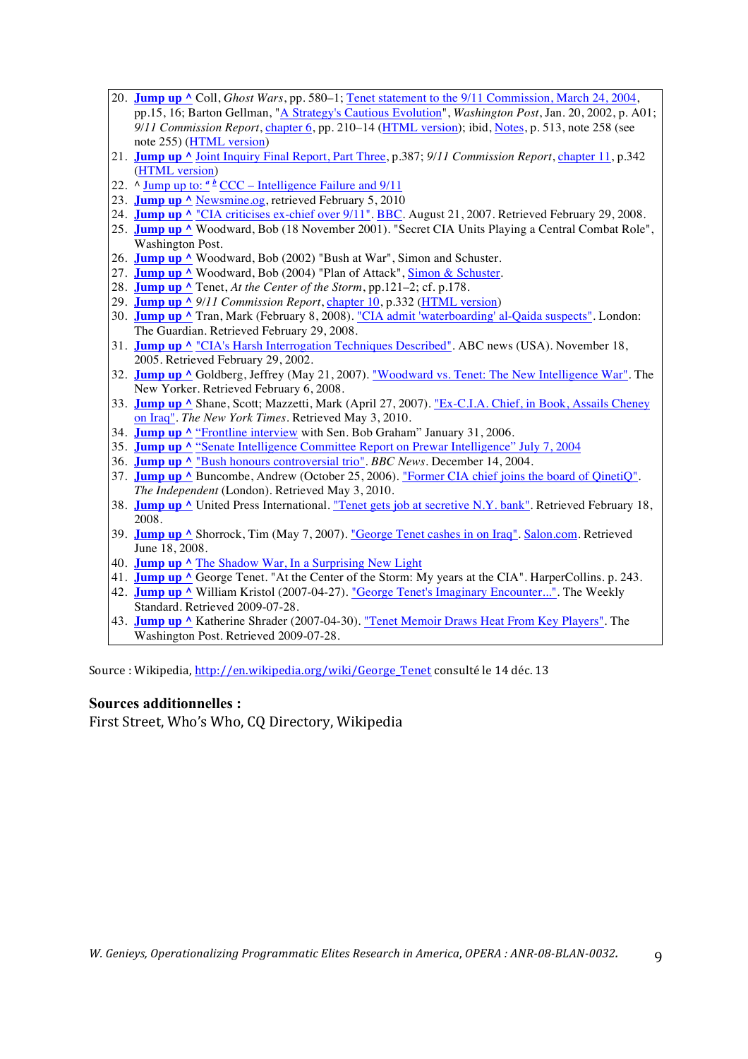20. **Jump up ^** Coll, *Ghost Wars*, pp. 580–1; Tenet statement to the 9/11 Commission, March 24, 2004, pp.15, 16; Barton Gellman, "A Strategy's Cautious Evolution", *Washington Post*, Jan. 20, 2002, p. A01; *9/11 Commission Report*, chapter 6, pp. 210–14 (HTML version); ibid, Notes, p. 513, note 258 (see note 255) (HTML version)
21. **Jump up ^** Joint Inquiry Final Report, Part Three, p.387; *9/11 Commission Report*, chapter 11, p.342 (HTML version)
22. ^ Jump up to: *a* *b* CCC – Intelligence Failure and 9/11
23. **Jump up ^** Newsmine.og, retrieved February 5, 2010
24. **Jump up ^** "CIA criticises ex-chief over 9/11". BBC. August 21, 2007. Retrieved February 29, 2008.
25. **Jump up ^** Woodward, Bob (18 November 2001). "Secret CIA Units Playing a Central Combat Role", Washington Post.
26. **Jump up ^** Woodward, Bob (2002) "Bush at War", Simon and Schuster.
27. **Jump up ^** Woodward, Bob (2004) "Plan of Attack", Simon & Schuster.
28. **Jump up ^** Tenet, *At the Center of the Storm*, pp.121–2; cf. p.178.
29. **Jump up ^** *9/11 Commission Report*, chapter 10, p.332 (HTML version)
30. **Jump up ^** Tran, Mark (February 8, 2008). "CIA admit 'waterboarding' al-Qaida suspects". London: The Guardian. Retrieved February 29, 2008.
31. **Jump up ^** "CIA's Harsh Interrogation Techniques Described". ABC news (USA). November 18, 2005. Retrieved February 29, 2002.
32. **Jump up ^** Goldberg, Jeffrey (May 21, 2007). "Woodward vs. Tenet: The New Intelligence War". The New Yorker. Retrieved February 6, 2008.
33. **Jump up ^** Shane, Scott; Mazzetti, Mark (April 27, 2007). "Ex-C.I.A. Chief, in Book, Assails Cheney on Iraq". *The New York Times*. Retrieved May 3, 2010.
34. **Jump up ^** "Frontline interview with Sen. Bob Graham" January 31, 2006.
35. **Jump up ^** "Senate Intelligence Committee Report on Prewar Intelligence" July 7, 2004
36. **Jump up ^** "Bush honours controversial trio". *BBC News*. December 14, 2004.
37. **Jump up ^** Buncombe, Andrew (October 25, 2006). "Former CIA chief joins the board of QinetiQ". *The Independent* (London). Retrieved May 3, 2010.
38. **Jump up ^** United Press International. "Tenet gets job at secretive N.Y. bank". Retrieved February 18, 2008.
39. **Jump up ^** Shorrock, Tim (May 7, 2007). "George Tenet cashes in on Iraq". Salon.com. Retrieved June 18, 2008.
40. **Jump up ^** The Shadow War, In a Surprising New Light
41. **Jump up ^** George Tenet. "At the Center of the Storm: My years at the CIA". HarperCollins. p. 243.
42. **Jump up ^** William Kristol (2007-04-27). "George Tenet's Imaginary Encounter...". The Weekly Standard. Retrieved 2009-07-28.
43. **Jump up ^** Katherine Shrader (2007-04-30). "Tenet Memoir Draws Heat From Key Players". The Washington Post. Retrieved 2009-07-28.

Source : Wikipedia, http://en.wikipedia.org/wiki/George_Tenet consulté le 14 déc. 13

**Sources additionnelles :**
First Street, Who's Who, CQ Directory, Wikipedia